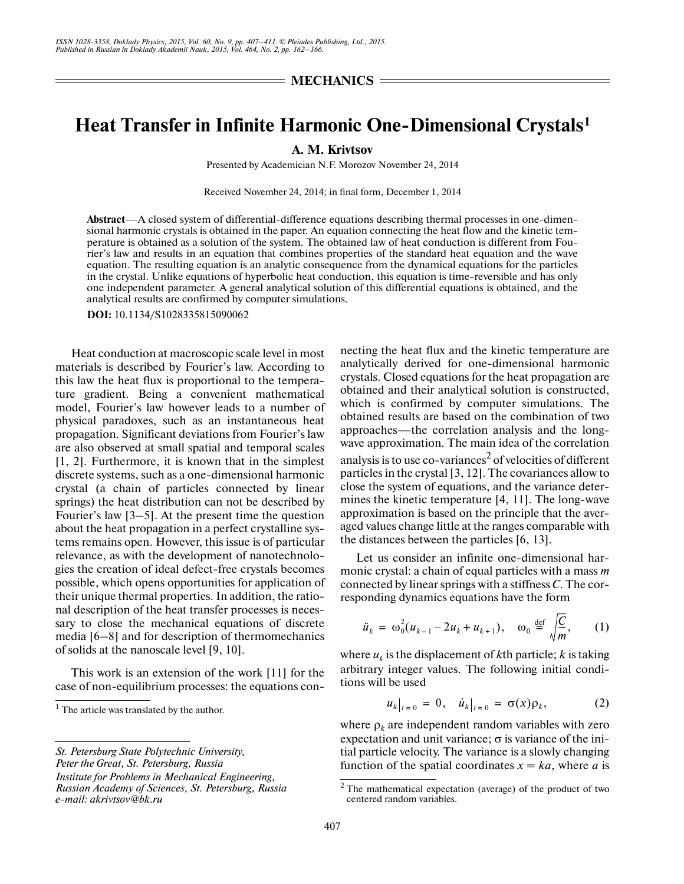MECHANICS

# Heat Transfer in Infinite Harmonic One-Dimensional Crystals[1]

**A. M. Krivtsov**

Presented by Academician N.F. Morozov November 24, 2014

Received November 24, 2014; in final form, December 1, 2014

**Abstract**—A closed system of differential-difference equations describing thermal processes in one-dimensional harmonic crystals is obtained in the paper. An equation connecting the heat flow and the kinetic temperature is obtained as a solution of the system. The obtained law of heat conduction is different from Fourier's law and results in an equation that combines properties of the standard heat equation and the wave equation. The resulting equation is an analytic consequence from the dynamical equations for the particles in the crystal. Unlike equations of hyperbolic heat conduction, this equation is time-reversible and has only one independent parameter. A general analytical solution of this differential equations is obtained, and the analytical results are confirmed by computer simulations.

**DOI:** 10.1134/S1028335815090062

Heat conduction at macroscopic scale level in most materials is described by Fourier's law. According to this law the heat flux is proportional to the temperature gradient. Being a convenient mathematical model, Fourier's law however leads to a number of physical paradoxes, such as an instantaneous heat propagation. Significant deviations from Fourier's law are also observed at small spatial and temporal scales [1, 2]. Furthermore, it is known that in the simplest discrete systems, such as a one-dimensional harmonic crystal (a chain of particles connected by linear springs) the heat distribution can not be described by Fourier's law [3–5]. At the present time the question about the heat propagation in a perfect crystalline systems remains open. However, this issue is of particular relevance, as with the development of nanotechnologies the creation of ideal defect-free crystals becomes possible, which opens opportunities for application of their unique thermal properties. In addition, the rational description of the heat transfer processes is necessary to close the mechanical equations of discrete media [6–8] and for description of thermomechanics of solids at the nanoscale level [9, 10].

This work is an extension of the work [11] for the case of non-equilibrium processes: the equations connecting the heat flux and the kinetic temperature are analytically derived for one-dimensional harmonic crystals. Closed equations for the heat propagation are obtained and their analytical solution is constructed, which is confirmed by computer simulations. The obtained results are based on the combination of two approaches—the correlation analysis and the long-wave approximation. The main idea of the correlation analysis is to use co-variances[2] of velocities of different particles in the crystal [3, 12]. The covariances allow to close the system of equations, and the variance determines the kinetic temperature [4, 11]. The long-wave approximation is based on the principle that the averaged values change little at the ranges comparable with the distances between the particles [6, 13].

Let us consider an infinite one-dimensional harmonic crystal: a chain of equal particles with a mass $m$ connected by linear springs with a stiffness $C$. The corresponding dynamics equations have the form

$$\ddot{u}_k = \omega_0^2(u_{k-1} - 2u_k + u_{k+1}), \quad \omega_0 \overset{\text{def}}{=} \sqrt{\frac{C}{m}}, \tag{1}$$

where $u_k$ is the displacement of $k$th particle; $k$ is taking arbitrary integer values. The following initial conditions will be used

$$u_k\big|_{t=0} = 0, \quad \dot{u}_k\big|_{t=0} = \sigma(x)\rho_k, \tag{2}$$

where $\rho_k$ are independent random variables with zero expectation and unit variance; $\sigma$ is variance of the initial particle velocity. The variance is a slowly changing function of the spatial coordinates $x = ka$, where $a$ is

[1] The article was translated by the author.

[2] The mathematical expectation (average) of the product of two centered random variables.

*St. Petersburg State Polytechnic University, Peter the Great, St. Petersburg, Russia*
*Institute for Problems in Mechanical Engineering, Russian Academy of Sciences, St. Petersburg, Russia*
*e-mail: akrivtsov@bk.ru*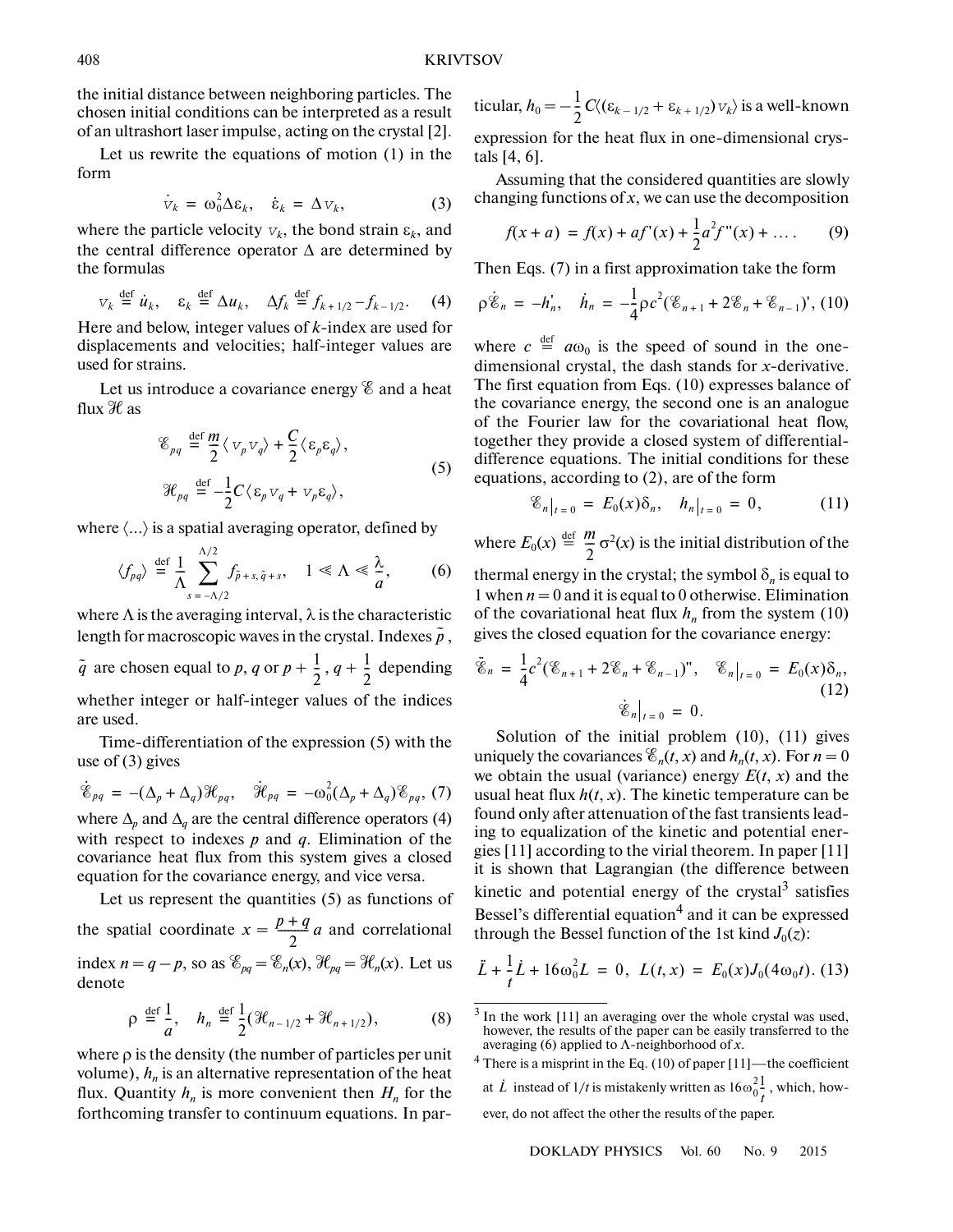the initial distance between neighboring particles. The chosen initial conditions can be interpreted as a result of an ultrashort laser impulse, acting on the crystal [2].

Let us rewrite the equations of motion (1) in the form

$$\dot{v}_k = \omega_0^2 \Delta \varepsilon_k, \quad \dot{\varepsilon}_k = \Delta v_k, \tag{3}$$

where the particle velocity $v_k$, the bond strain $\varepsilon_k$, and the central difference operator $\Delta$ are determined by the formulas

$$v_k \overset{\text{def}}{=} \dot{u}_k, \quad \varepsilon_k \overset{\text{def}}{=} \Delta u_k, \quad \Delta f_k \overset{\text{def}}{=} f_{k+1/2} - f_{k-1/2}. \tag{4}$$

Here and below, integer values of $k$-index are used for displacements and velocities; half-integer values are used for strains.

Let us introduce a covariance energy $\mathscr{E}$ and a heat flux $\mathscr{H}$ as

$$\begin{gathered} \mathscr{E}_{pq} \overset{\text{def}}{=} \frac{m}{2}\langle v_p v_q \rangle + \frac{C}{2}\langle \varepsilon_p \varepsilon_q \rangle, \\ \mathscr{H}_{pq} \overset{\text{def}}{=} -\frac{1}{2}C\langle \varepsilon_p v_q + v_p \varepsilon_q \rangle, \end{gathered} \tag{5}$$

where $\langle ... \rangle$ is a spatial averaging operator, defined by

$$\langle f_{pq} \rangle \overset{\text{def}}{=} \frac{1}{\Lambda}\sum_{s=-\Lambda/2}^{\Lambda/2} f_{\tilde{p}+s,\tilde{q}+s}, \quad 1 \ll \Lambda \ll \frac{\lambda}{a}, \tag{6}$$

where $\Lambda$ is the averaging interval, $\lambda$ is the characteristic length for macroscopic waves in the crystal. Indexes $\tilde{p}$, $\tilde{q}$ are chosen equal to $p$, $q$ or $p + \frac{1}{2}$, $q + \frac{1}{2}$ depending whether integer or half-integer values of the indices are used.

Time-differentiation of the expression (5) with the use of (3) gives

$$\dot{\mathscr{E}}_{pq} = -(\Delta_p + \Delta_q)\mathscr{H}_{pq}, \quad \dot{\mathscr{H}}_{pq} = -\omega_0^2(\Delta_p + \Delta_q)\mathscr{E}_{pq}, \tag{7}$$

where $\Delta_p$ and $\Delta_q$ are the central difference operators (4) with respect to indexes $p$ and $q$. Elimination of the covariance heat flux from this system gives a closed equation for the covariance energy, and vice versa.

Let us represent the quantities (5) as functions of the spatial coordinate $x = \frac{p+q}{2}a$ and correlational index $n = q - p$, so as $\mathscr{E}_{pq} = \mathscr{E}_n(x)$, $\mathscr{H}_{pq} = \mathscr{H}_n(x)$. Let us denote

$$\rho \overset{\text{def}}{=} \frac{1}{a}, \quad h_n \overset{\text{def}}{=} \frac{1}{2}(\mathscr{H}_{n-1/2} + \mathscr{H}_{n+1/2}), \tag{8}$$

where $\rho$ is the density (the number of particles per unit volume), $h_n$ is an alternative representation of the heat flux. Quantity $h_n$ is more convenient then $H_n$ for the forthcoming transfer to continuum equations. In particular, $h_0 = -\frac{1}{2}C\langle(\varepsilon_{k-1/2} + \varepsilon_{k+1/2})v_k\rangle$ is a well-known expression for the heat flux in one-dimensional crystals [4, 6].

Assuming that the considered quantities are slowly changing functions of $x$, we can use the decomposition

$$f(x+a) = f(x) + af'(x) + \frac{1}{2}a^2 f''(x) + \dots. \tag{9}$$

Then Eqs. (7) in a first approximation take the form

$$\rho\dot{\mathscr{E}}_n = -h_n', \quad \dot{h}_n = -\frac{1}{4}\rho c^2(\mathscr{E}_{n+1} + 2\mathscr{E}_n + \mathscr{E}_{n-1})', \tag{10}$$

where $c \overset{\text{def}}{=} a\omega_0$ is the speed of sound in the one-dimensional crystal, the dash stands for $x$-derivative. The first equation from Eqs. (10) expresses balance of the covariance energy, the second one is an analogue of the Fourier law for the covariational heat flow, together they provide a closed system of differential-difference equations. The initial conditions for these equations, according to (2), are of the form

$$\mathscr{E}_n\big|_{t=0} = E_0(x)\delta_n, \quad h_n\big|_{t=0} = 0, \tag{11}$$

where $E_0(x) \overset{\text{def}}{=} \frac{m}{2}\sigma^2(x)$ is the initial distribution of the thermal energy in the crystal; the symbol $\delta_n$ is equal to 1 when $n = 0$ and it is equal to 0 otherwise. Elimination of the covariational heat flux $h_n$ from the system (10) gives the closed equation for the covariance energy:

$$\ddot{\mathscr{E}}_n = \frac{1}{4}c^2(\mathscr{E}_{n+1} + 2\mathscr{E}_n + \mathscr{E}_{n-1})'', \quad \mathscr{E}_n\big|_{t=0} = E_0(x)\delta_n, \quad \dot{\mathscr{E}}_n\big|_{t=0} = 0. \tag{12}$$

Solution of the initial problem (10), (11) gives uniquely the covariances $\mathscr{E}_n(t, x)$ and $h_n(t, x)$. For $n = 0$ we obtain the usual (variance) energy $E(t, x)$ and the usual heat flux $h(t, x)$. The kinetic temperature can be found only after attenuation of the fast transients leading to equalization of the kinetic and potential energies [11] according to the virial theorem. In paper [11] it is shown that Lagrangian (the difference between kinetic and potential energy of the crystal[3] satisfies Bessel's differential equation[4] and it can be expressed through the Bessel function of the 1st kind $J_0(z)$:

$$\ddot{L} + \frac{1}{t}\dot{L} + 16\omega_0^2 L = 0, \quad L(t, x) = E_0(x)J_0(4\omega_0 t). \tag{13}$$

---

[3] In the work [11] an averaging over the whole crystal was used, however, the results of the paper can be easily transferred to the averaging (6) applied to $\Lambda$-neighborhood of $x$.

[4] There is a misprint in the Eq. (10) of paper [11]—the coefficient at $\dot{L}$ instead of $1/t$ is mistakenly written as $16\omega_0^2\frac{1}{t}$, which, however, do not affect the other the results of the paper.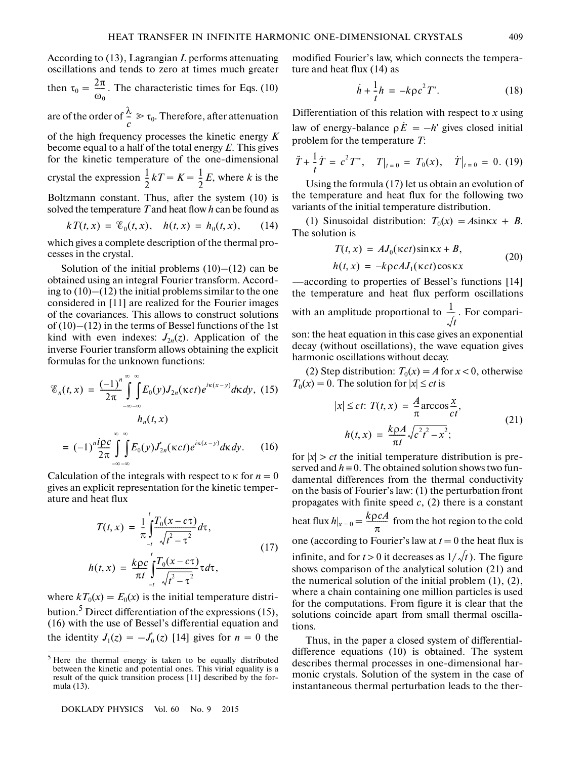According to (13), Lagrangian $L$ performs attenuating oscillations and tends to zero at times much greater then $\tau_0 = \dfrac{2\pi}{\omega_0}$. The characteristic times for Eqs. (10) are of the order of $\dfrac{\lambda}{c} \gg \tau_0$. Therefore, after attenuation of the high frequency processes the kinetic energy $K$ become equal to a half of the total energy $E$. This gives for the kinetic temperature of the one-dimensional crystal the expression $\frac{1}{2}kT = K = \frac{1}{2}E$, where $k$ is the Boltzmann constant. Thus, after the system (10) is solved the temperature $T$ and heat flow $h$ can be found as

$$kT(t, x) = \mathcal{E}_0(t, x), \quad h(t, x) = h_0(t, x), \tag{14}$$

which gives a complete description of the thermal processes in the crystal.

Solution of the initial problems (10)–(12) can be obtained using an integral Fourier transform. According to (10)–(12) the initial problems similar to the one considered in [11] are realized for the Fourier images of the covariances. This allows to construct solutions of (10)–(12) in the terms of Bessel functions of the 1st kind with even indexes: $J_{2n}(z)$. Application of the inverse Fourier transform allows obtaining the explicit formulas for the unknown functions:

$$\mathcal{E}_n(t, x) = \frac{(-1)^n}{2\pi}\int_{-\infty}^{\infty}\int_{-\infty}^{\infty} E_0(y) J_{2n}(\kappa c t) e^{i\kappa(x-y)} d\kappa dy, \tag{15}$$

$$h_n(t, x) = (-1)^n \frac{i\rho c}{2\pi}\int_{-\infty}^{\infty}\int_{-\infty}^{\infty} E_0(y) J_{2n}'(\kappa c t) e^{i\kappa(x-y)} d\kappa dy. \tag{16}$$

Calculation of the integrals with respect to $\kappa$ for $n = 0$ gives an explicit representation for the kinetic temperature and heat flux

$$T(t, x) = \frac{1}{\pi}\int_{-t}^{t} \frac{T_0(x - c\tau)}{\sqrt{t^2 - \tau^2}} d\tau,$$
$$h(t, x) = \frac{k\rho c}{\pi t}\int_{-t}^{t} \frac{T_0(x - c\tau)}{\sqrt{t^2 - \tau^2}} \tau d\tau, \tag{17}$$

where $kT_0(x) = E_0(x)$ is the initial temperature distribution.[5] Direct differentiation of the expressions (15), (16) with the use of Bessel's differential equation and the identity $J_1(z) = -J_0'(z)$ [14] gives for $n = 0$ the modified Fourier's law, which connects the temperature and heat flux (14) as

$$\dot{h} + \frac{1}{t}h = -k\rho c^2 T'. \tag{18}$$

Differentiation of this relation with respect to $x$ using law of energy-balance $\rho\dot{E} = -h'$ gives closed initial problem for the temperature $T$:

$$\ddot{T} + \frac{1}{t}\dot{T} = c^2 T'', \quad T|_{t=0} = T_0(x), \quad \dot{T}|_{t=0} = 0. \tag{19}$$

Using the formula (17) let us obtain an evolution of the temperature and heat flux for the following two variants of the initial temperature distribution.

(1) Sinusoidal distribution: $T_0(x) = A\sin\kappa x + B$. The solution is

$$T(t, x) = AJ_0(\kappa c t)\sin\kappa x + B,$$
$$h(t, x) = -k\rho c A J_1(\kappa c t)\cos\kappa x \tag{20}$$

—according to properties of Bessel's functions [14] the temperature and heat flux perform oscillations with an amplitude proportional to $\dfrac{1}{\sqrt{t}}$. For comparison: the heat equation in this case gives an exponential decay (without oscillations), the wave equation gives harmonic oscillations without decay.

(2) Step distribution: $T_0(x) = A$ for $x < 0$, otherwise $T_0(x) = 0$. The solution for $|x| \le ct$ is

$$|x| \le ct\colon\ T(t, x) = \frac{A}{\pi}\arccos\frac{x}{ct},$$
$$h(t, x) = \frac{k\rho A}{\pi t}\sqrt{c^2 t^2 - x^2}; \tag{21}$$

for $|x| > ct$ the initial temperature distribution is preserved and $h \equiv 0$. The obtained solution shows two fundamental differences from the thermal conductivity on the basis of Fourier's law: (1) the perturbation front propagates with finite speed $c$, (2) there is a constant heat flux $h|_{x=0} = \dfrac{k\rho c A}{\pi}$ from the hot region to the cold one (according to Fourier's law at $t = 0$ the heat flux is infinite, and for $t > 0$ it decreases as $1/\sqrt{t}$). The figure shows comparison of the analytical solution (21) and the numerical solution of the initial problem (1), (2), where a chain containing one million particles is used for the computations. From figure it is clear that the solutions coincide apart from small thermal oscillations.

Thus, in the paper a closed system of differential-difference equations (10) is obtained. The system describes thermal processes in one-dimensional harmonic crystals. Solution of the system in the case of instantaneous thermal perturbation leads to the ther-

---

[5] Here the thermal energy is taken to be equally distributed between the kinetic and potential ones. This virial equality is a result of the quick transition process [11] described by the formula (13).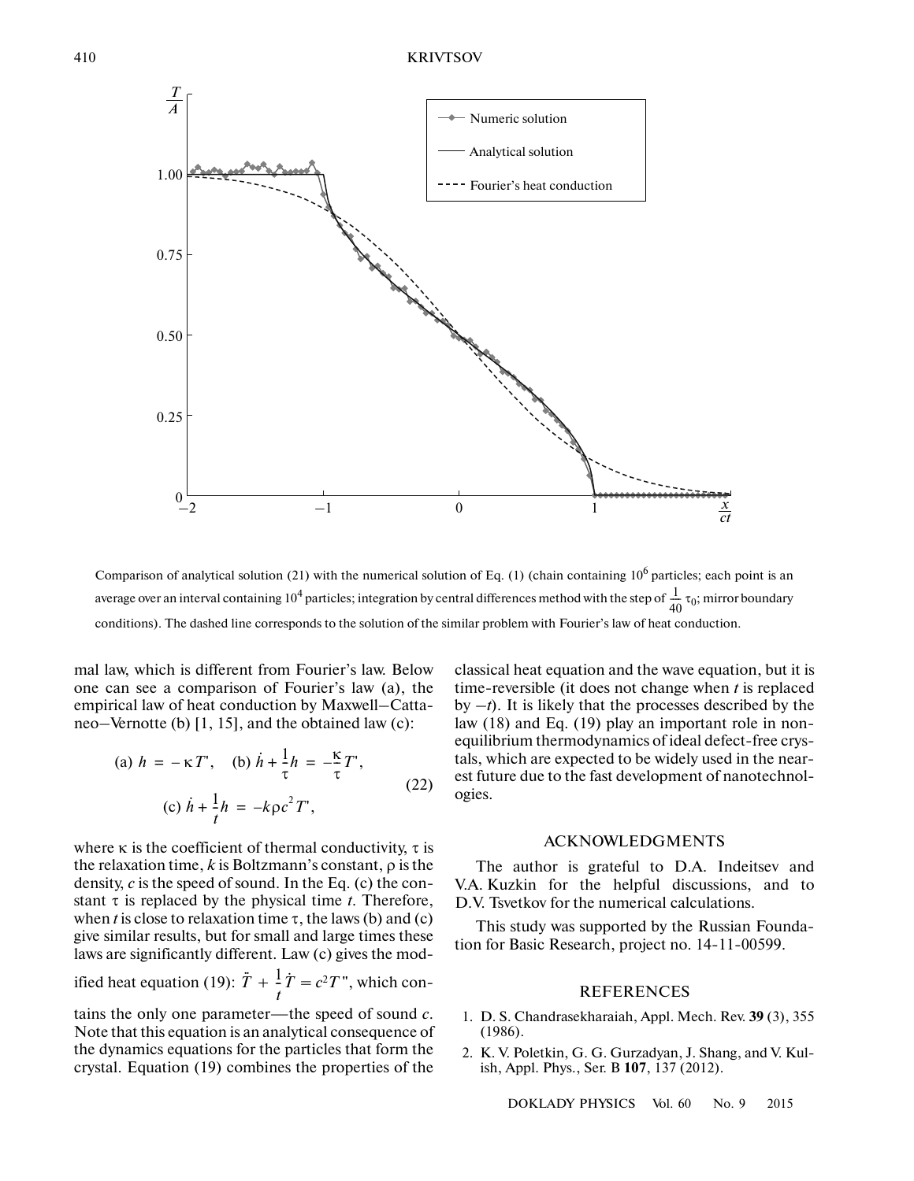Comparison of analytical solution (21) with the numerical solution of Eq. (1) (chain containing $10^6$ particles; each point is an average over an interval containing $10^4$ particles; integration by central differences method with the step of $\frac{1}{40}\tau_0$; mirror boundary conditions). The dashed line corresponds to the solution of the similar problem with Fourier's law of heat conduction.

mal law, which is different from Fourier's law. Below one can see a comparison of Fourier's law (a), the empirical law of heat conduction by Maxwell–Cattaneo–Vernotte (b) [1, 15], and the obtained law (c):

$$\text{(a) } h = -\kappa T', \quad \text{(b) } \dot{h} + \frac{1}{\tau}h = -\frac{\kappa}{\tau}T', \qquad \text{(c) } \dot{h} + \frac{1}{t}h = -k\rho c^2 T', \tag{22}$$

where $\kappa$ is the coefficient of thermal conductivity, $\tau$ is the relaxation time, $k$ is Boltzmann's constant, $\rho$ is the density, $c$ is the speed of sound. In the Eq. (c) the constant $\tau$ is replaced by the physical time $t$. Therefore, when $t$ is close to relaxation time $\tau$, the laws (b) and (c) give similar results, but for small and large times these laws are significantly different. Law (c) gives the modified heat equation (19): $\ddot{T} + \frac{1}{t}\dot{T} = c^2 T''$, which contains the only one parameter—the speed of sound $c$. Note that this equation is an analytical consequence of the dynamics equations for the particles that form the crystal. Equation (19) combines the properties of the classical heat equation and the wave equation, but it is time-reversible (it does not change when $t$ is replaced by $-t$). It is likely that the processes described by the law (18) and Eq. (19) play an important role in non-equilibrium thermodynamics of ideal defect-free crystals, which are expected to be widely used in the nearest future due to the fast development of nanotechnologies.

## ACKNOWLEDGMENTS

The author is grateful to D.A. Indeitsev and V.A. Kuzkin for the helpful discussions, and to D.V. Tsvetkov for the numerical calculations.

This study was supported by the Russian Foundation for Basic Research, project no. 14-11-00599.

## REFERENCES

1. D. S. Chandrasekharaiah, Appl. Mech. Rev. **39** (3), 355 (1986).
2. K. V. Poletkin, G. G. Gurzadyan, J. Shang, and V. Kulish, Appl. Phys., Ser. B **107**, 137 (2012).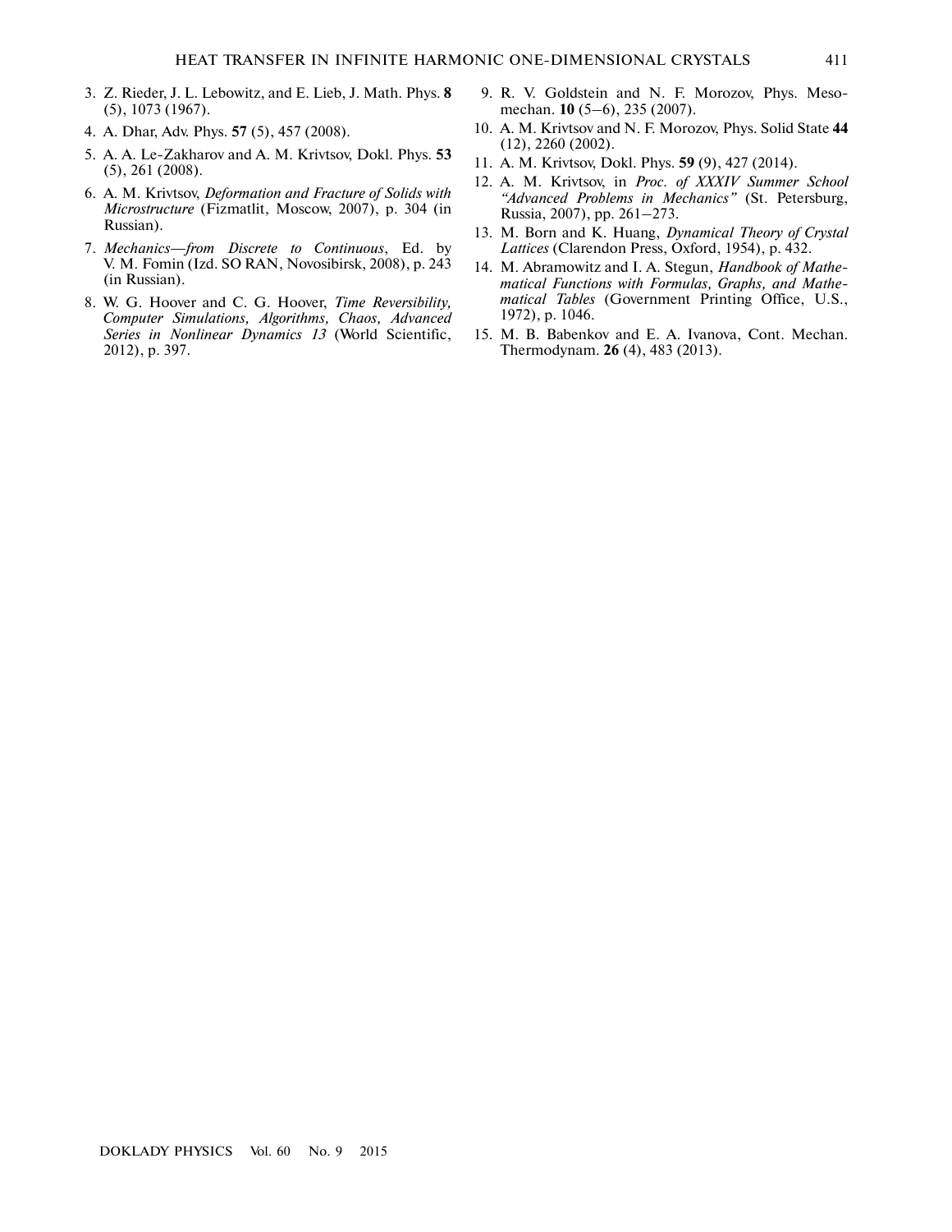3. Z. Rieder, J. L. Lebowitz, and E. Lieb, J. Math. Phys. **8** (5), 1073 (1967).
4. A. Dhar, Adv. Phys. **57** (5), 457 (2008).
5. A. A. Le-Zakharov and A. M. Krivtsov, Dokl. Phys. **53** (5), 261 (2008).
6. A. M. Krivtsov, *Deformation and Fracture of Solids with Microstructure* (Fizmatlit, Moscow, 2007), p. 304 (in Russian).
7. *Mechanics—from Discrete to Continuous*, Ed. by V. M. Fomin (Izd. SO RAN, Novosibirsk, 2008), p. 243 (in Russian).
8. W. G. Hoover and C. G. Hoover, *Time Reversibility, Computer Simulations, Algorithms, Chaos, Advanced Series in Nonlinear Dynamics 13* (World Scientific, 2012), p. 397.
9. R. V. Goldstein and N. F. Morozov, Phys. Mesomechan. **10** (5–6), 235 (2007).
10. A. M. Krivtsov and N. F. Morozov, Phys. Solid State **44** (12), 2260 (2002).
11. A. M. Krivtsov, Dokl. Phys. **59** (9), 427 (2014).
12. A. M. Krivtsov, in *Proc. of XXXIV Summer School "Advanced Problems in Mechanics"* (St. Petersburg, Russia, 2007), pp. 261–273.
13. M. Born and K. Huang, *Dynamical Theory of Crystal Lattices* (Clarendon Press, Oxford, 1954), p. 432.
14. M. Abramowitz and I. A. Stegun, *Handbook of Mathematical Functions with Formulas, Graphs, and Mathematical Tables* (Government Printing Office, U.S., 1972), p. 1046.
15. M. B. Babenkov and E. A. Ivanova, Cont. Mechan. Thermodynam. **26** (4), 483 (2013).